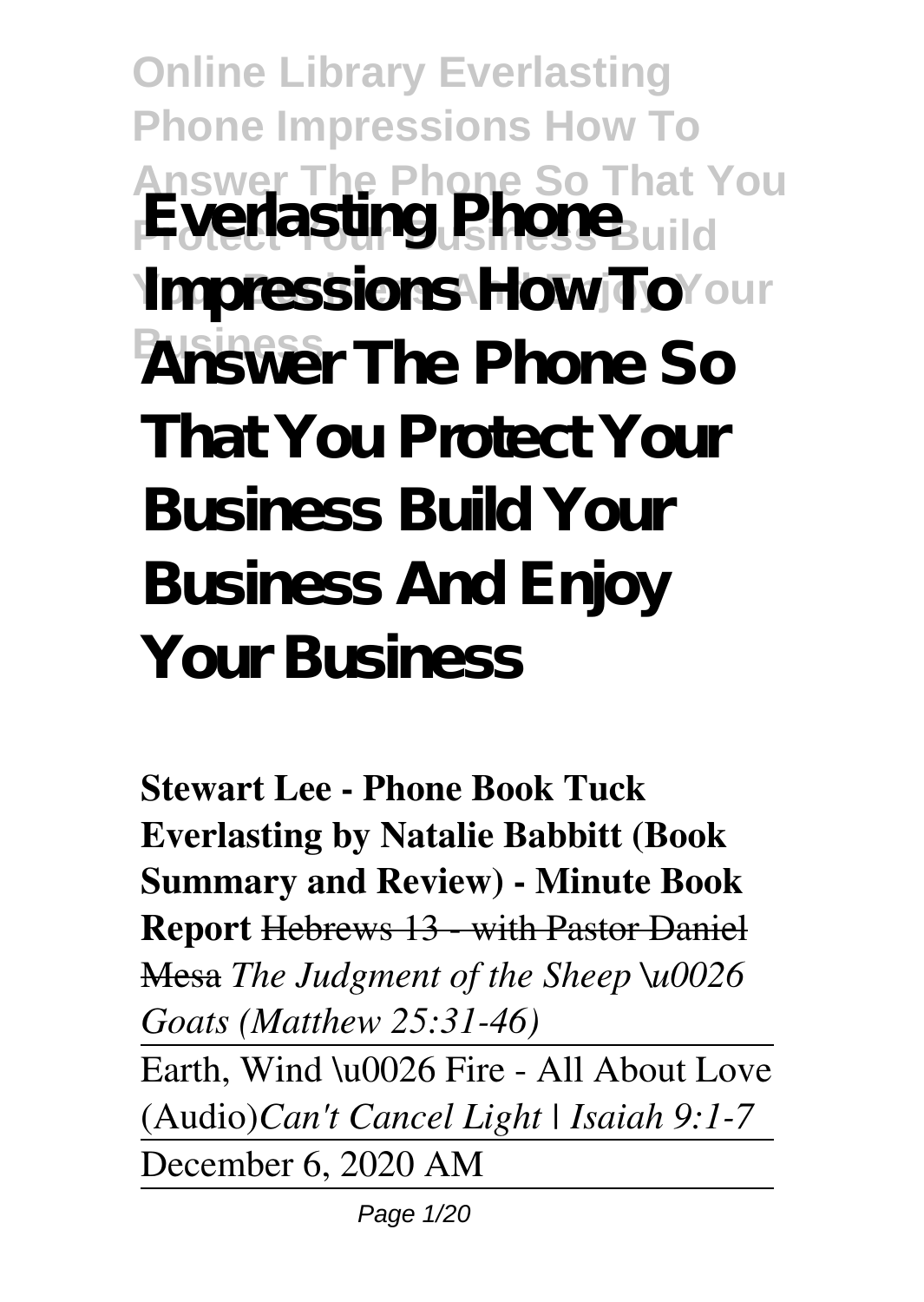# Everlasting Phone Impressions How To Answer The Phone So That You Protect Your Business Build Your Business And Enjoy Your Business

**Stewart Lee - Phone Book Tuck Everlasting by Natalie Babbitt (Book Summary and Review) - Minute Book Report** ~~Hebrews 13 - with Pastor Daniel Mesa~~ *The Judgment of the Sheep \u0026 Goats (Matthew 25:31-46)*

Earth, Wind \u0026 Fire - All About Love (Audio)*Can't Cancel Light | Isaiah 9:1-7*

December 6, 2020 AM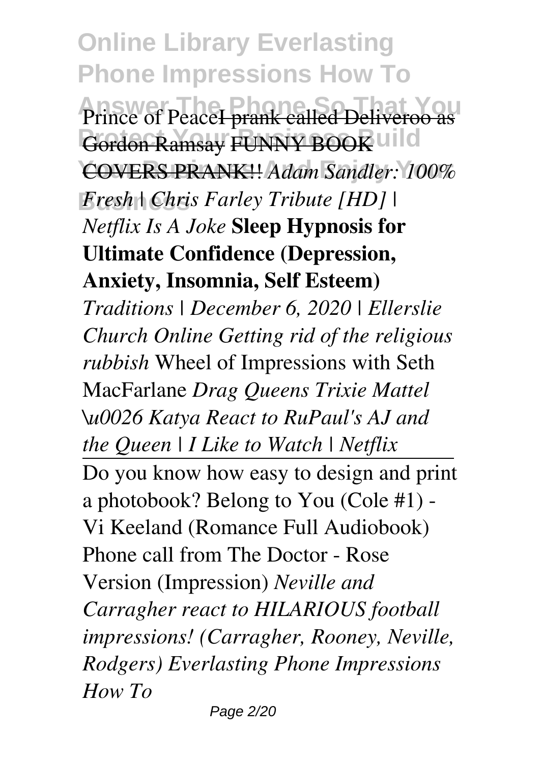Prince of Peace~~I prank called Deliveroo as Gordon Ramsay~~ ~~FUNNY BOOK COVERS PRANK!!~~ *Adam Sandler: 100% Fresh | Chris Farley Tribute [HD] | Netflix Is A Joke* **Sleep Hypnosis for Ultimate Confidence (Depression, Anxiety, Insomnia, Self Esteem)** *Traditions | December 6, 2020 | Ellerslie Church Online* *Getting rid of the religious rubbish* Wheel of Impressions with Seth MacFarlane *Drag Queens Trixie Mattel \u0026 Katya React to RuPaul's AJ and the Queen | I Like to Watch | Netflix*

---

Do you know how easy to design and print a photobook? Belong to You (Cole #1) - Vi Keeland (Romance Full Audiobook) Phone call from The Doctor - Rose Version (Impression) *Neville and Carragher react to HILARIOUS football impressions! (Carragher, Rooney, Neville, Rodgers)* *Everlasting Phone Impressions How To*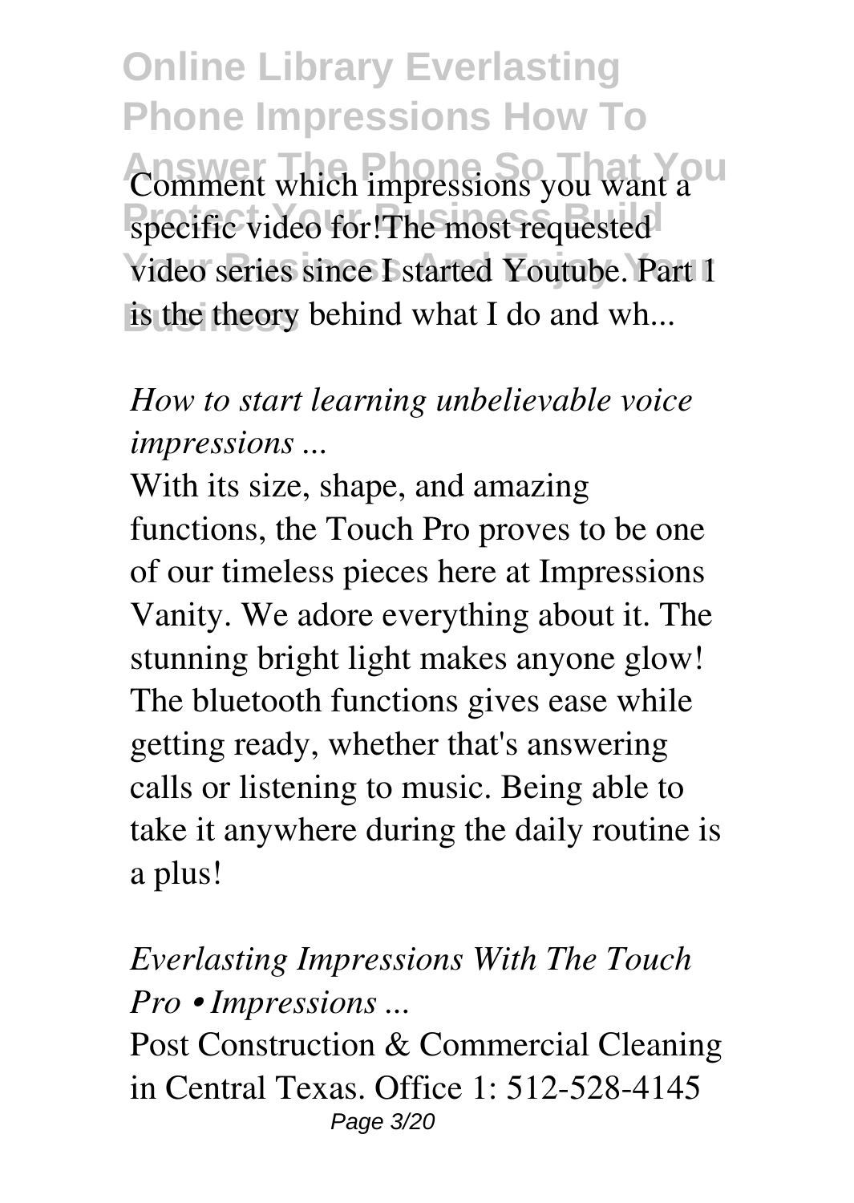Comment which impressions you want a specific video for!The most requested video series since I started Youtube. Part 1 is the theory behind what I do and wh...

*How to start learning unbelievable voice impressions ...*

With its size, shape, and amazing functions, the Touch Pro proves to be one of our timeless pieces here at Impressions Vanity. We adore everything about it. The stunning bright light makes anyone glow! The bluetooth functions gives ease while getting ready, whether that's answering calls or listening to music. Being able to take it anywhere during the daily routine is a plus!

*Everlasting Impressions With The Touch Pro • Impressions ...*

Post Construction & Commercial Cleaning in Central Texas. Office 1: 512-528-4145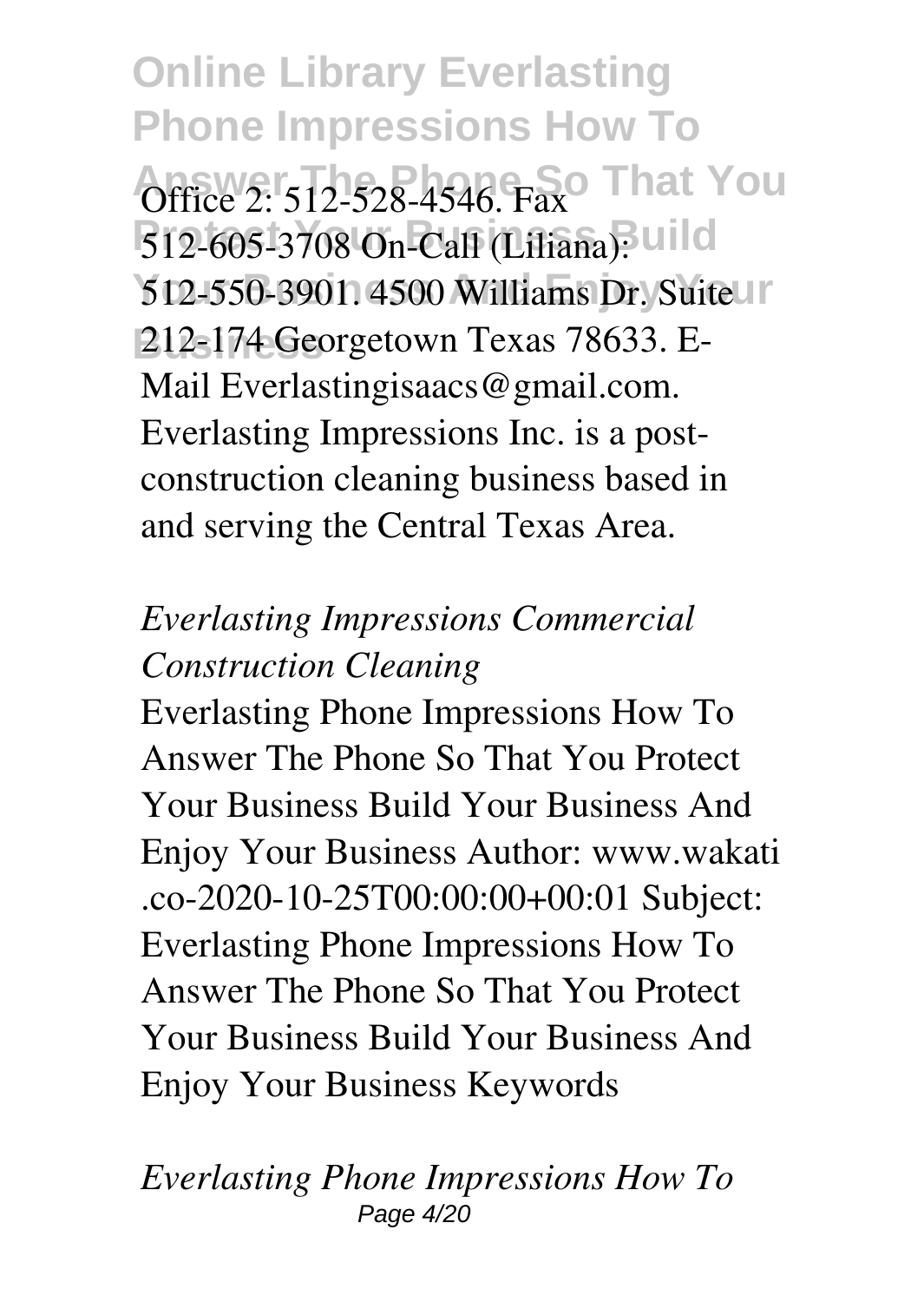Office 2: 512-528-4546. Fax 512-605-3708 On-Call (Liliana): 512-550-3901. 4500 Williams Dr. Suite 212-174 Georgetown Texas 78633. E-Mail Everlastingisaacs@gmail.com. Everlasting Impressions Inc. is a post-construction cleaning business based in and serving the Central Texas Area.

*Everlasting Impressions Commercial Construction Cleaning*

Everlasting Phone Impressions How To Answer The Phone So That You Protect Your Business Build Your Business And Enjoy Your Business Author: www.wakati.co-2020-10-25T00:00:00+00:01 Subject: Everlasting Phone Impressions How To Answer The Phone So That You Protect Your Business Build Your Business And Enjoy Your Business Keywords

*Everlasting Phone Impressions How To*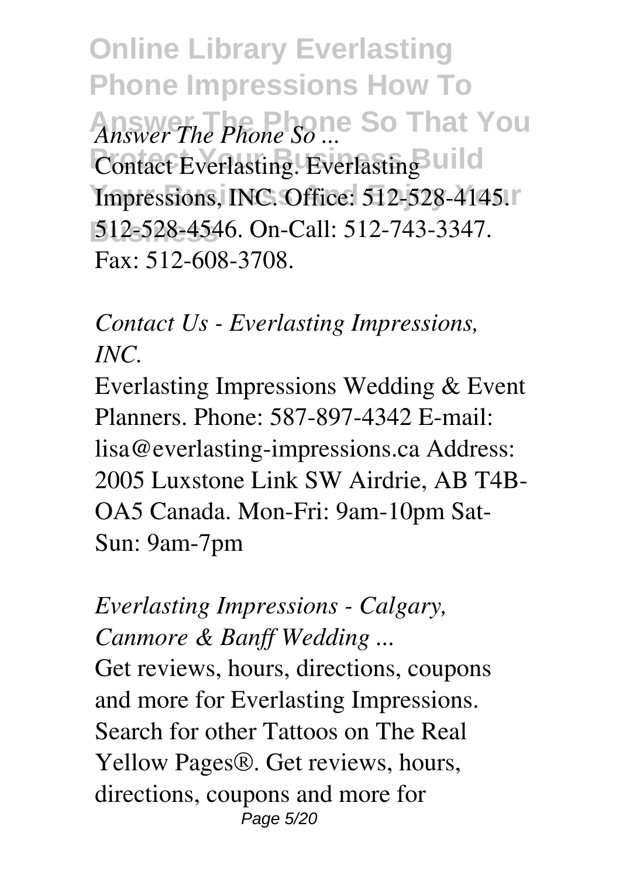*Answer The Phone So ...*

Contact Everlasting. Everlasting Impressions, INC. Office: 512-528-4145. 512-528-4546. On-Call: 512-743-3347. Fax: 512-608-3708.

*Contact Us - Everlasting Impressions, INC.*

Everlasting Impressions Wedding & Event Planners. Phone: 587-897-4342 E-mail: lisa@everlasting-impressions.ca Address: 2005 Luxstone Link SW Airdrie, AB T4B-OA5 Canada. Mon-Fri: 9am-10pm Sat-Sun: 9am-7pm

*Everlasting Impressions - Calgary, Canmore & Banff Wedding ...*

Get reviews, hours, directions, coupons and more for Everlasting Impressions. Search for other Tattoos on The Real Yellow Pages®. Get reviews, hours, directions, coupons and more for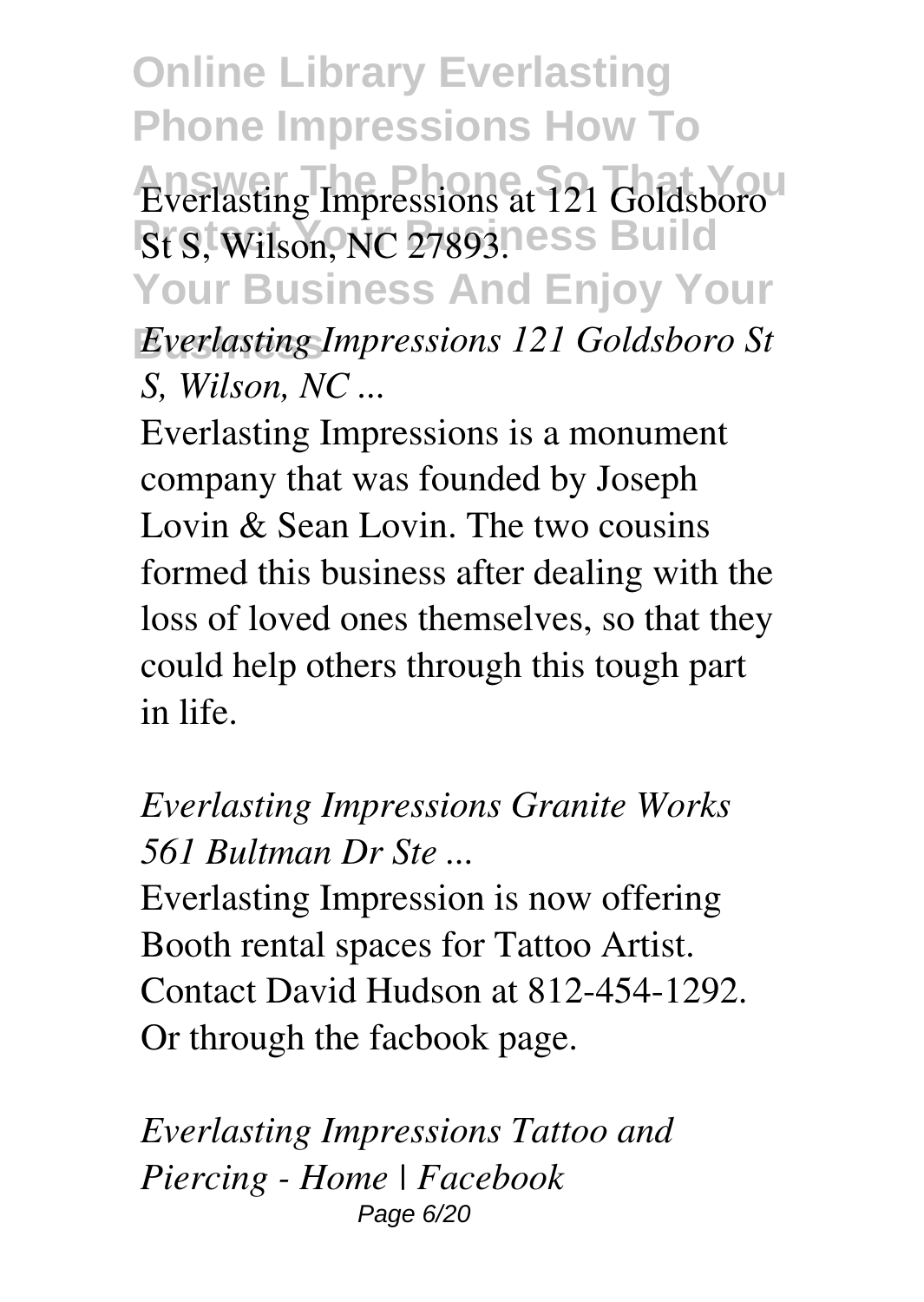Everlasting Impressions at 121 Goldsboro St S, Wilson, NC 27893.

*Everlasting Impressions 121 Goldsboro St S, Wilson, NC ...*

Everlasting Impressions is a monument company that was founded by Joseph Lovin & Sean Lovin. The two cousins formed this business after dealing with the loss of loved ones themselves, so that they could help others through this tough part in life.

*Everlasting Impressions Granite Works 561 Bultman Dr Ste ...*

Everlasting Impression is now offering Booth rental spaces for Tattoo Artist. Contact David Hudson at 812-454-1292. Or through the facbook page.

*Everlasting Impressions Tattoo and Piercing - Home | Facebook*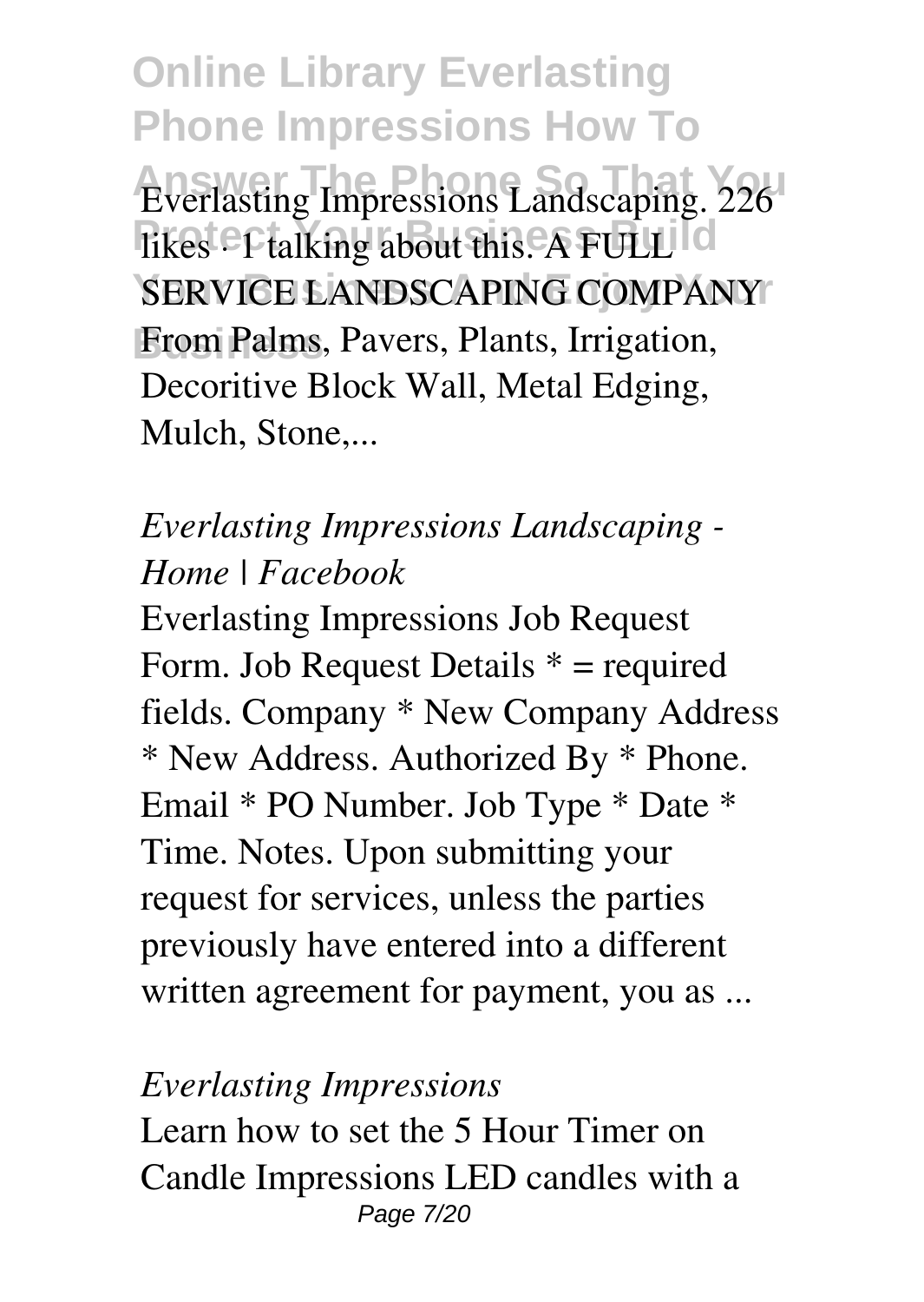Everlasting Impressions Landscaping. 226 likes · 1 talking about this. A FULL SERVICE LANDSCAPING COMPANY From Palms, Pavers, Plants, Irrigation, Decoritive Block Wall, Metal Edging, Mulch, Stone,...

*Everlasting Impressions Landscaping - Home | Facebook*

Everlasting Impressions Job Request Form. Job Request Details * = required fields. Company * New Company Address * New Address. Authorized By * Phone. Email * PO Number. Job Type * Date * Time. Notes. Upon submitting your request for services, unless the parties previously have entered into a different written agreement for payment, you as ...

*Everlasting Impressions*

Learn how to set the 5 Hour Timer on Candle Impressions LED candles with a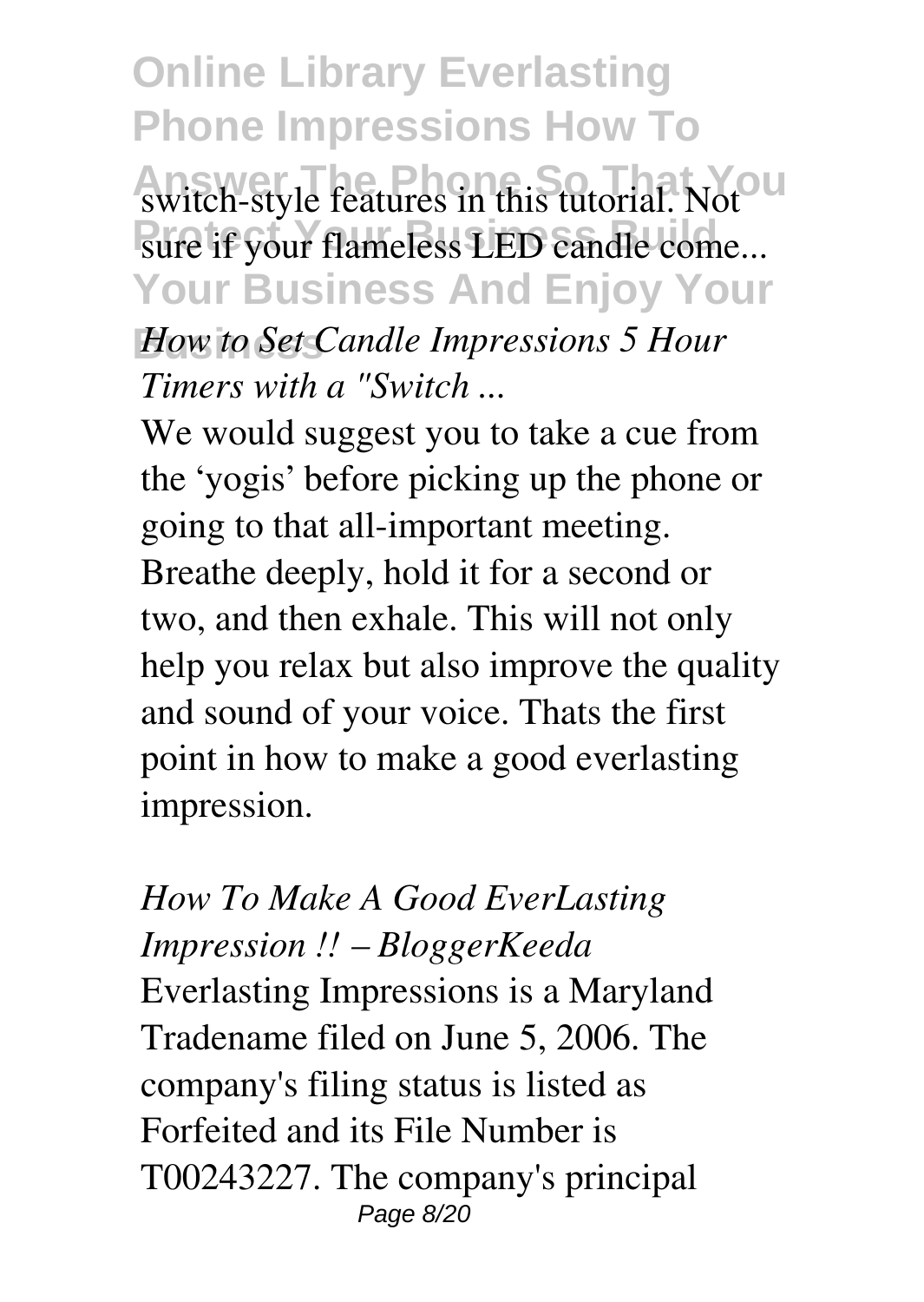switch-style features in this tutorial. Not sure if your flameless LED candle come...

*How to Set Candle Impressions 5 Hour Timers with a "Switch ...*

We would suggest you to take a cue from the 'yogis' before picking up the phone or going to that all-important meeting. Breathe deeply, hold it for a second or two, and then exhale. This will not only help you relax but also improve the quality and sound of your voice. Thats the first point in how to make a good everlasting impression.

*How To Make A Good EverLasting Impression !! – BloggerKeeda*

Everlasting Impressions is a Maryland Tradename filed on June 5, 2006. The company's filing status is listed as Forfeited and its File Number is T00243227. The company's principal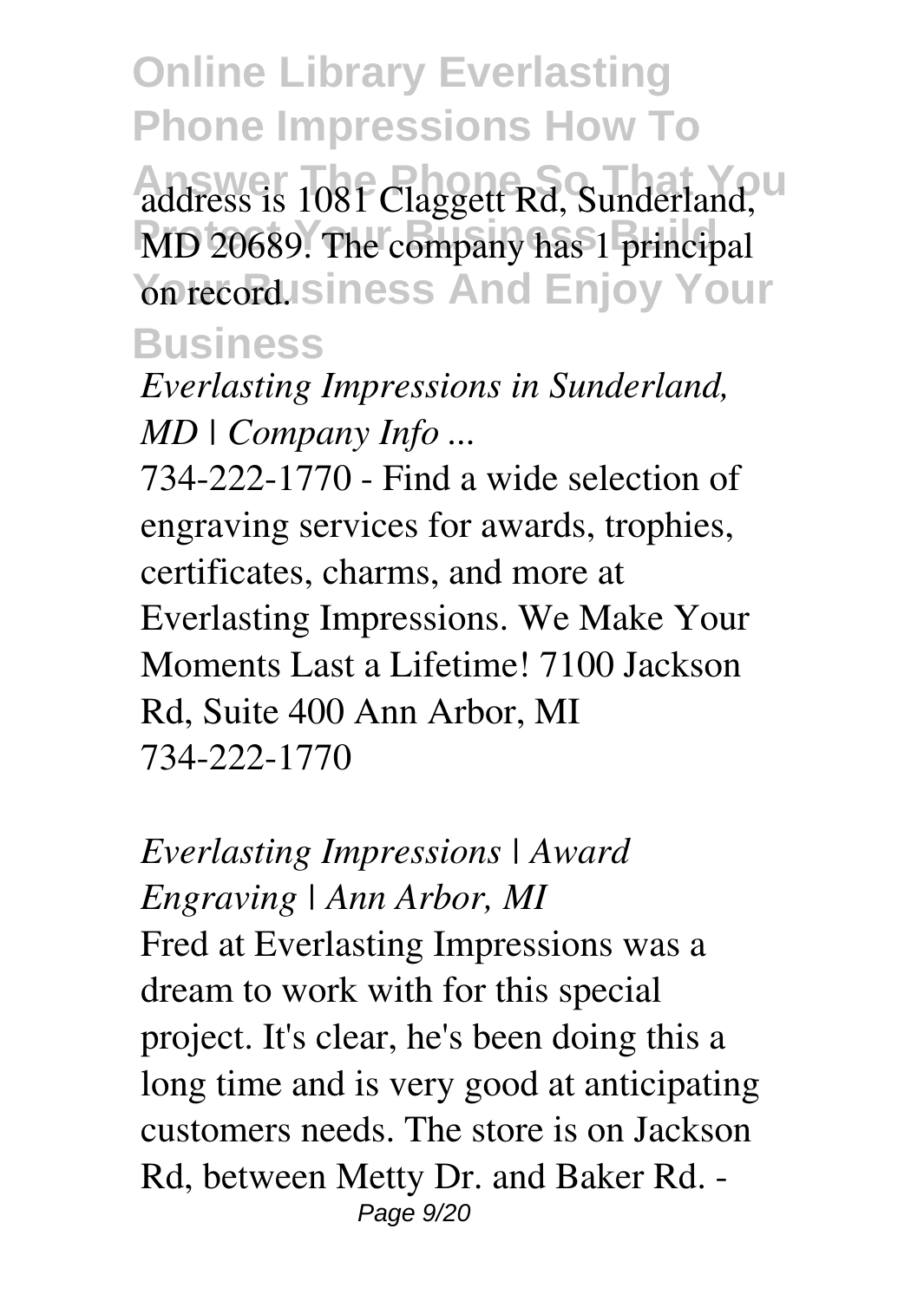address is 1081 Claggett Rd, Sunderland, MD 20689. The company has 1 principal on record.

*Everlasting Impressions in Sunderland, MD | Company Info ...*

734-222-1770 - Find a wide selection of engraving services for awards, trophies, certificates, charms, and more at Everlasting Impressions. We Make Your Moments Last a Lifetime! 7100 Jackson Rd, Suite 400 Ann Arbor, MI 734-222-1770

*Everlasting Impressions | Award Engraving | Ann Arbor, MI*

Fred at Everlasting Impressions was a dream to work with for this special project. It's clear, he's been doing this a long time and is very good at anticipating customers needs. The store is on Jackson Rd, between Metty Dr. and Baker Rd. -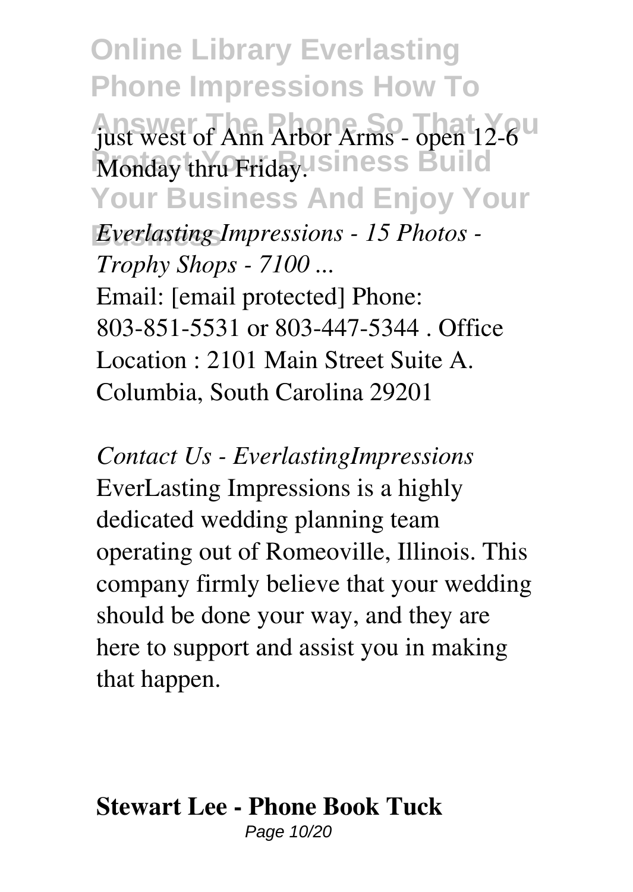just west of Ann Arbor Arms - open 12-6 Monday thru Friday.

*Everlasting Impressions - 15 Photos - Trophy Shops - 7100 ...*
Email: [email protected] Phone: 803-851-5531 or 803-447-5344 . Office Location : 2101 Main Street Suite A. Columbia, South Carolina 29201

*Contact Us - EverlastingImpressions*
EverLasting Impressions is a highly dedicated wedding planning team operating out of Romeoville, Illinois. This company firmly believe that your wedding should be done your way, and they are here to support and assist you in making that happen.

**Stewart Lee - Phone Book Tuck**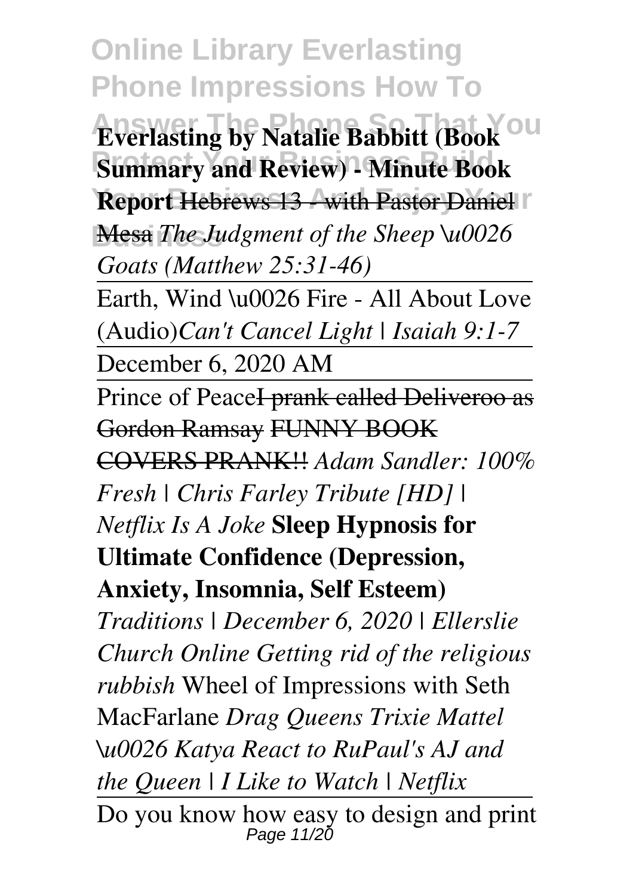**Everlasting by Natalie Babbitt (Book Summary and Review) - Minute Book Report** ~~Hebrews 13 - with Pastor Daniel Mesa~~ *The Judgment of the Sheep \u0026 Goats (Matthew 25:31-46)*

Earth, Wind \u0026 Fire - All About Love (Audio)*Can't Cancel Light | Isaiah 9:1-7*

December 6, 2020 AM

Prince of Peace~~I prank called Deliveroo as Gordon Ramsay~~ ~~FUNNY BOOK COVERS PRANK!!~~ *Adam Sandler: 100% Fresh | Chris Farley Tribute [HD] | Netflix Is A Joke* **Sleep Hypnosis for Ultimate Confidence (Depression, Anxiety, Insomnia, Self Esteem)** *Traditions | December 6, 2020 | Ellerslie Church Online Getting rid of the religious rubbish* Wheel of Impressions with Seth MacFarlane *Drag Queens Trixie Mattel \u0026 Katya React to RuPaul's AJ and the Queen | I Like to Watch | Netflix*

Do you know how easy to design and print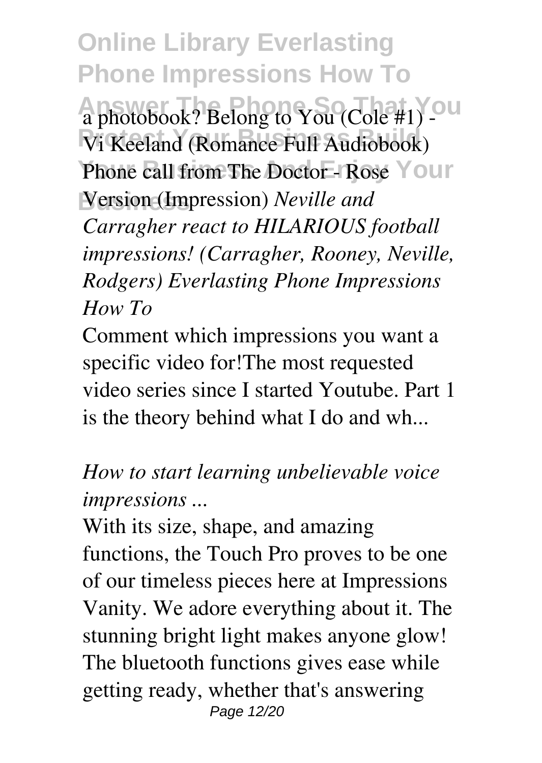a photobook? Belong to You (Cole #1) - Vi Keeland (Romance Full Audiobook) Phone call from The Doctor - Rose Version (Impression) *Neville and Carragher react to HILARIOUS football impressions! (Carragher, Rooney, Neville, Rodgers) Everlasting Phone Impressions How To*

Comment which impressions you want a specific video for!The most requested video series since I started Youtube. Part 1 is the theory behind what I do and wh...

*How to start learning unbelievable voice impressions ...*

With its size, shape, and amazing functions, the Touch Pro proves to be one of our timeless pieces here at Impressions Vanity. We adore everything about it. The stunning bright light makes anyone glow! The bluetooth functions gives ease while getting ready, whether that's answering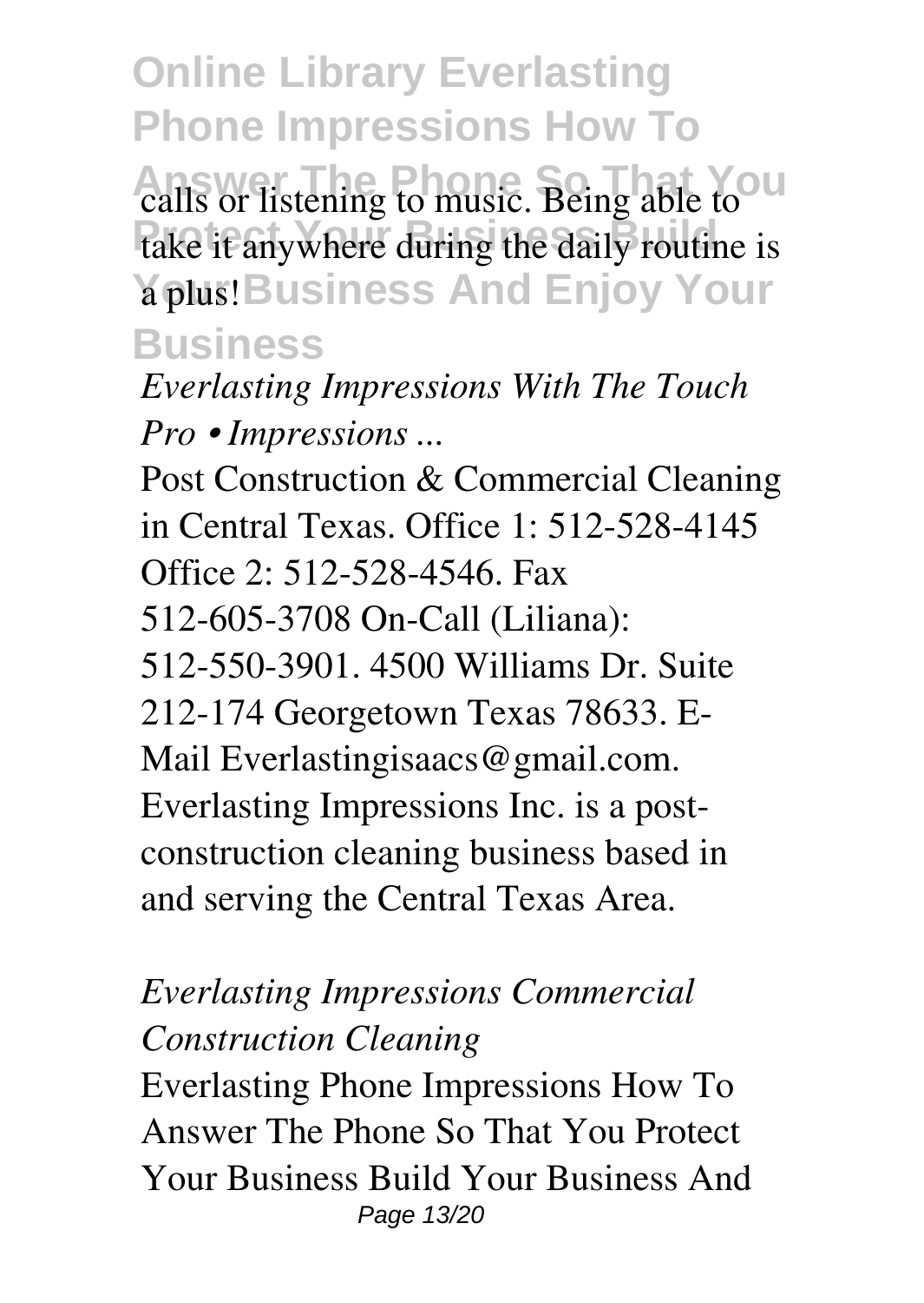calls or listening to music. Being able to take it anywhere during the daily routine is a plus!

*Everlasting Impressions With The Touch Pro • Impressions ...*

Post Construction & Commercial Cleaning in Central Texas. Office 1: 512-528-4145 Office 2: 512-528-4546. Fax 512-605-3708 On-Call (Liliana): 512-550-3901. 4500 Williams Dr. Suite 212-174 Georgetown Texas 78633. E-Mail Everlastingisaacs@gmail.com. Everlasting Impressions Inc. is a post-construction cleaning business based in and serving the Central Texas Area.

*Everlasting Impressions Commercial Construction Cleaning*

Everlasting Phone Impressions How To Answer The Phone So That You Protect Your Business Build Your Business And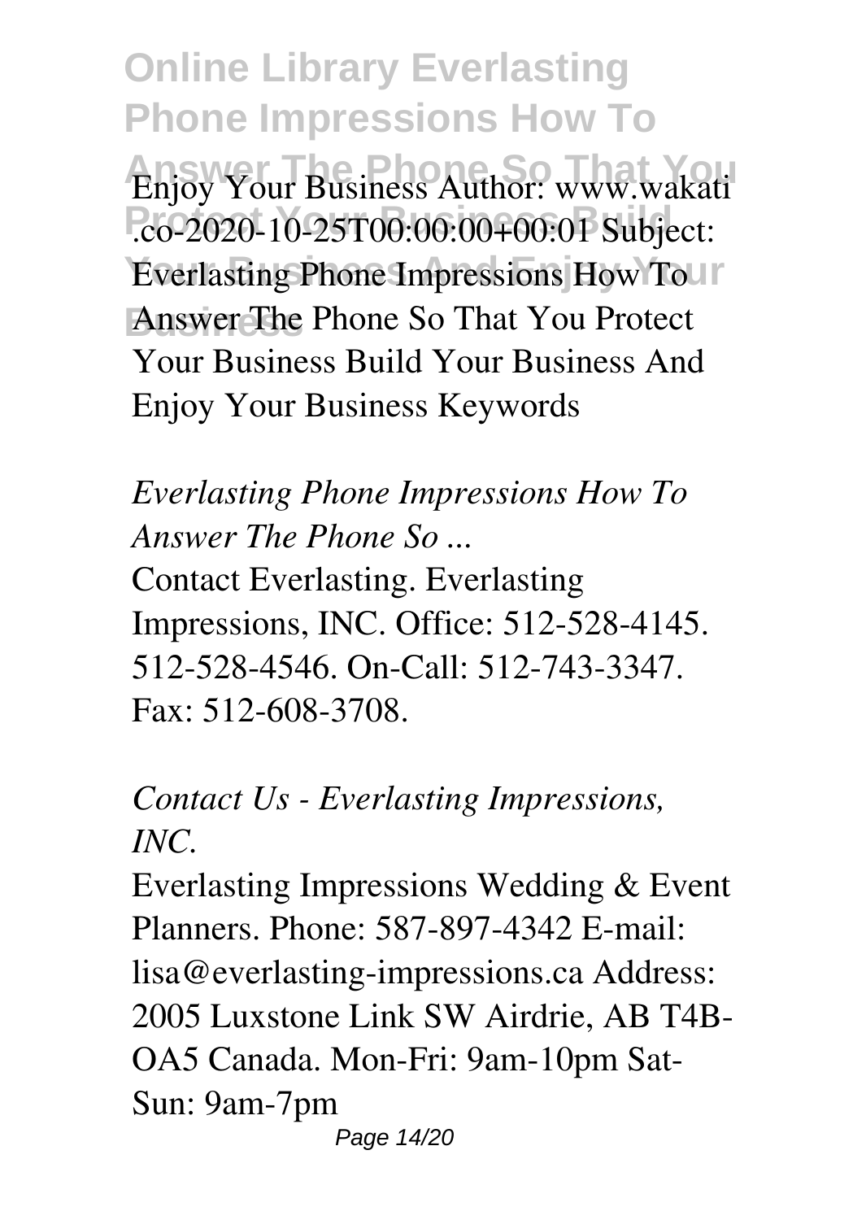Enjoy Your Business Author: www.wakati .co-2020-10-25T00:00:00+00:01 Subject: Everlasting Phone Impressions How To Answer The Phone So That You Protect Your Business Build Your Business And Enjoy Your Business Keywords

*Everlasting Phone Impressions How To Answer The Phone So ...*

Contact Everlasting. Everlasting Impressions, INC. Office: 512-528-4145. 512-528-4546. On-Call: 512-743-3347. Fax: 512-608-3708.

*Contact Us - Everlasting Impressions, INC.*

Everlasting Impressions Wedding & Event Planners. Phone: 587-897-4342 E-mail: lisa@everlasting-impressions.ca Address: 2005 Luxstone Link SW Airdrie, AB T4B-OA5 Canada. Mon-Fri: 9am-10pm Sat-Sun: 9am-7pm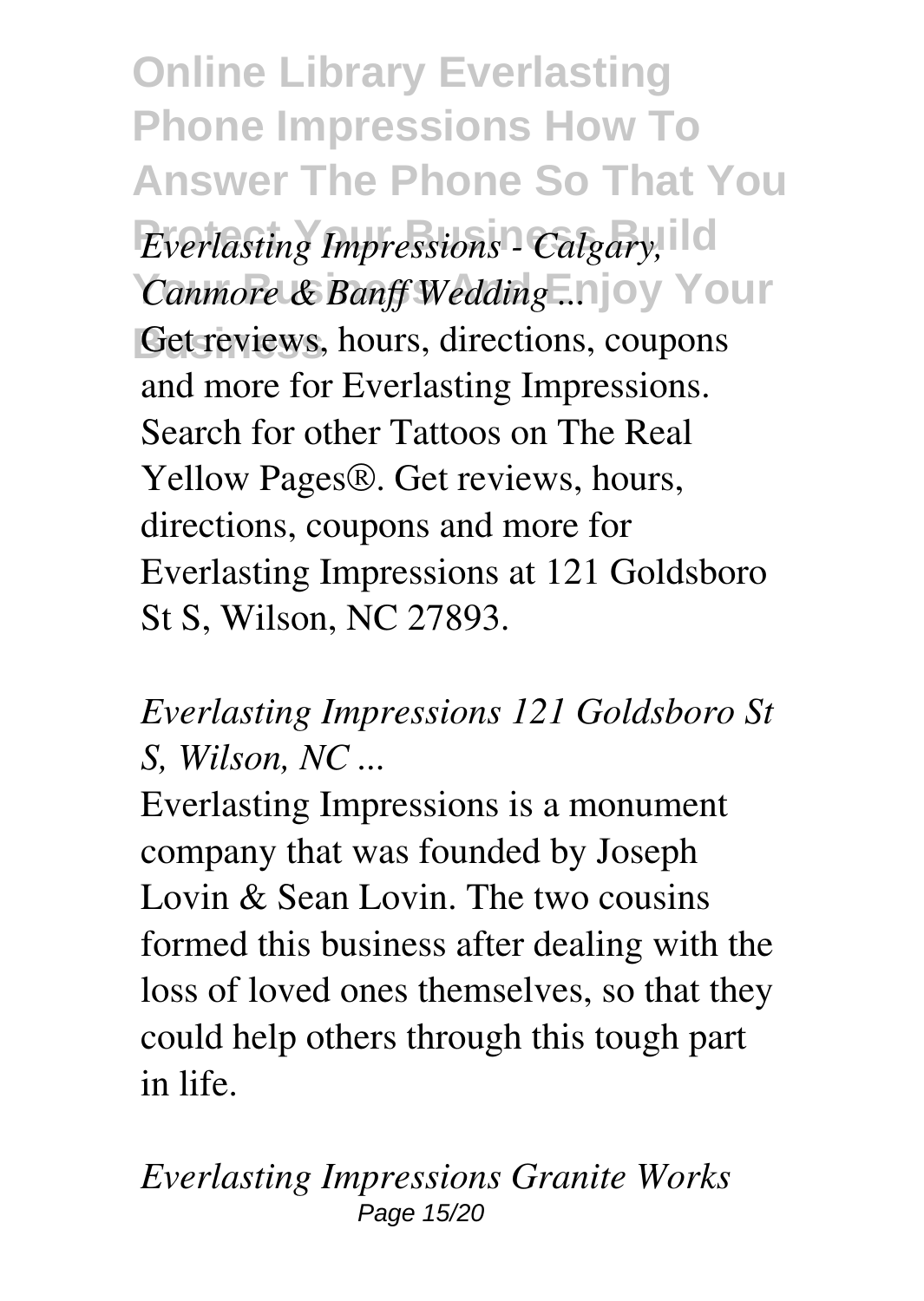*Everlasting Impressions - Calgary, Canmore & Banff Wedding ...*

Get reviews, hours, directions, coupons and more for Everlasting Impressions. Search for other Tattoos on The Real Yellow Pages®. Get reviews, hours, directions, coupons and more for Everlasting Impressions at 121 Goldsboro St S, Wilson, NC 27893.

*Everlasting Impressions 121 Goldsboro St S, Wilson, NC ...*

Everlasting Impressions is a monument company that was founded by Joseph Lovin & Sean Lovin. The two cousins formed this business after dealing with the loss of loved ones themselves, so that they could help others through this tough part in life.

*Everlasting Impressions Granite Works*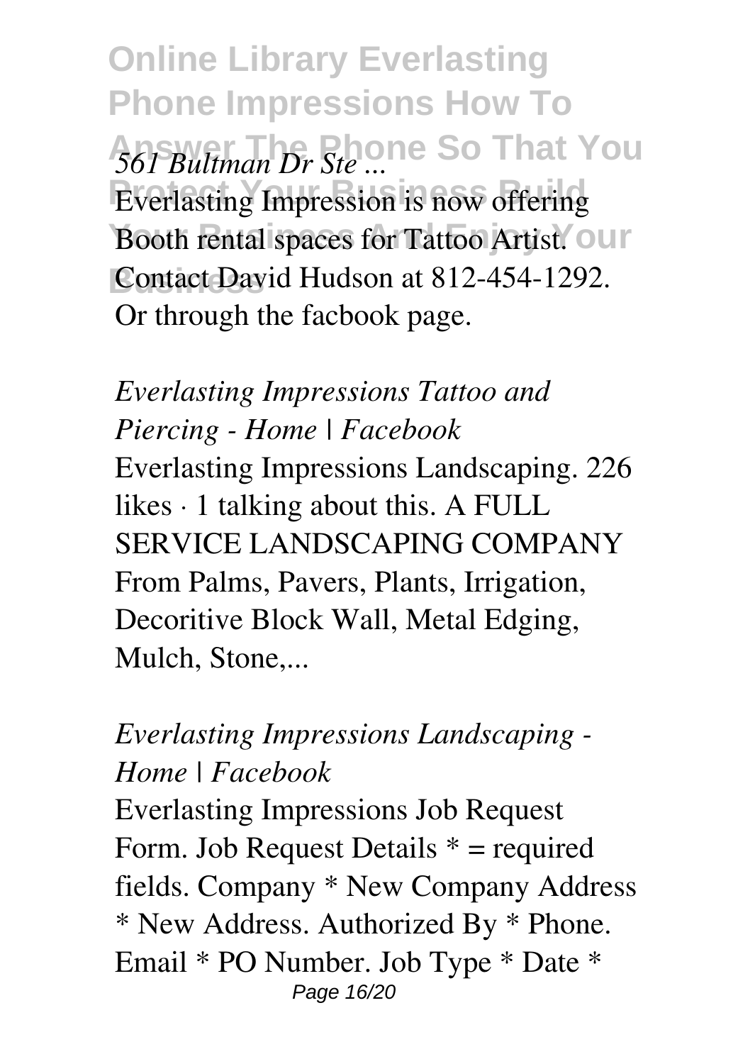*561 Bultman Dr Ste ...*

Everlasting Impression is now offering Booth rental spaces for Tattoo Artist. Contact David Hudson at 812-454-1292. Or through the facbook page.

*Everlasting Impressions Tattoo and Piercing - Home | Facebook*

Everlasting Impressions Landscaping. 226 likes · 1 talking about this. A FULL SERVICE LANDSCAPING COMPANY From Palms, Pavers, Plants, Irrigation, Decoritive Block Wall, Metal Edging, Mulch, Stone,...

*Everlasting Impressions Landscaping - Home | Facebook*

Everlasting Impressions Job Request Form. Job Request Details * = required fields. Company * New Company Address * New Address. Authorized By * Phone. Email * PO Number. Job Type * Date *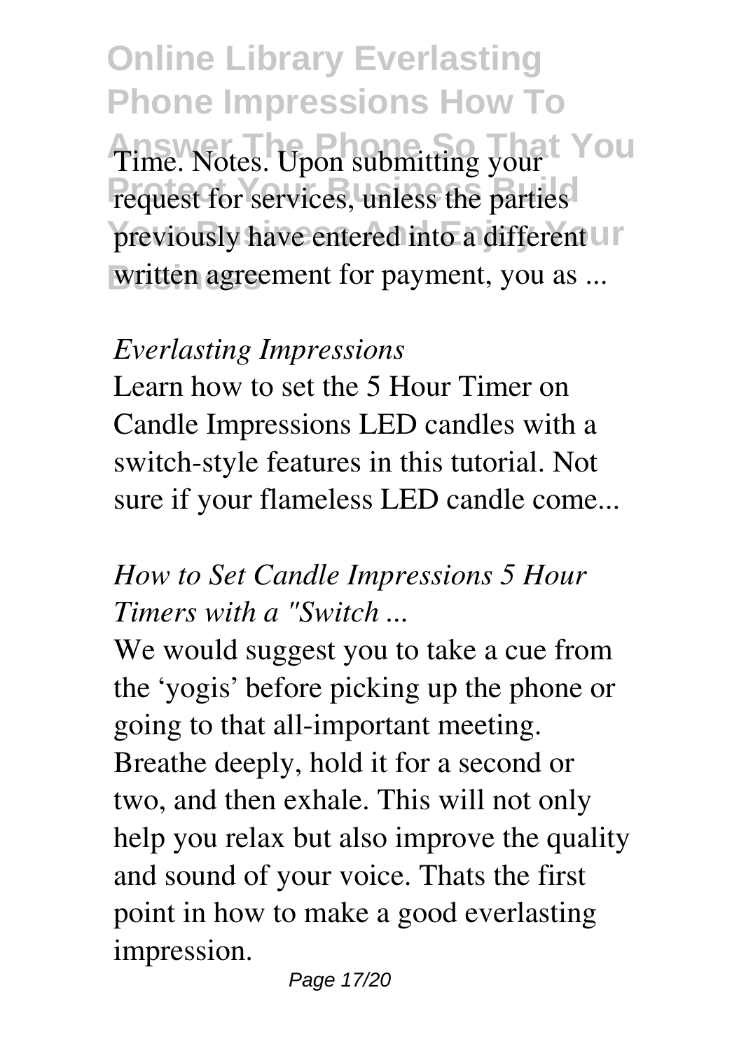Time. Notes. Upon submitting your request for services, unless the parties previously have entered into a different written agreement for payment, you as ...

*Everlasting Impressions*

Learn how to set the 5 Hour Timer on Candle Impressions LED candles with a switch-style features in this tutorial. Not sure if your flameless LED candle come...

*How to Set Candle Impressions 5 Hour Timers with a "Switch ...*

We would suggest you to take a cue from the 'yogis' before picking up the phone or going to that all-important meeting. Breathe deeply, hold it for a second or two, and then exhale. This will not only help you relax but also improve the quality and sound of your voice. Thats the first point in how to make a good everlasting impression.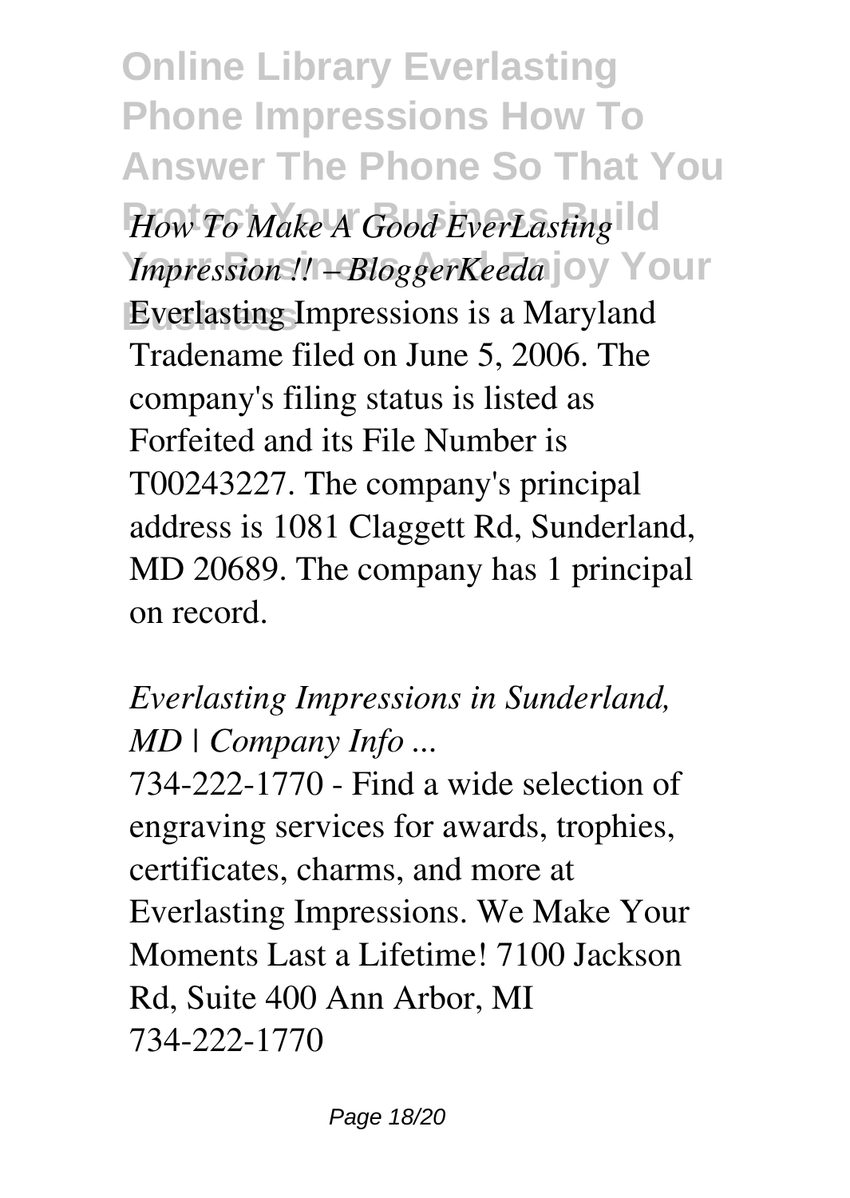*How To Make A Good EverLasting Impression !! – BloggerKeeda*

Everlasting Impressions is a Maryland Tradename filed on June 5, 2006. The company's filing status is listed as Forfeited and its File Number is T00243227. The company's principal address is 1081 Claggett Rd, Sunderland, MD 20689. The company has 1 principal on record.

*Everlasting Impressions in Sunderland, MD | Company Info ...*

734-222-1770 - Find a wide selection of engraving services for awards, trophies, certificates, charms, and more at Everlasting Impressions. We Make Your Moments Last a Lifetime! 7100 Jackson Rd, Suite 400 Ann Arbor, MI 734-222-1770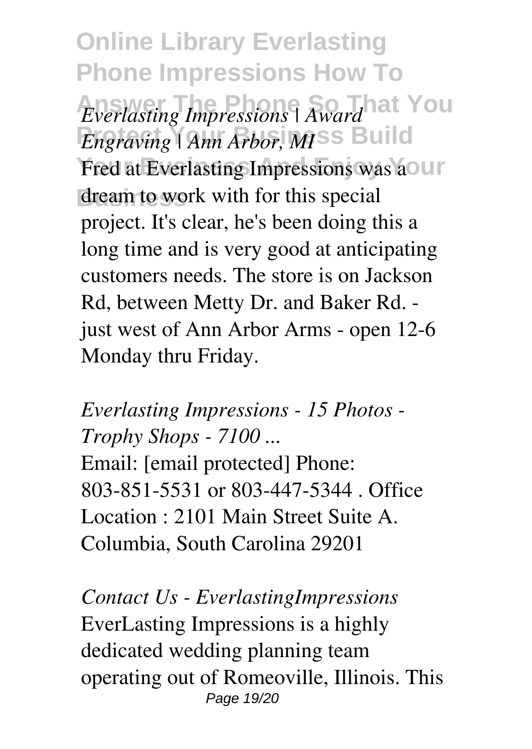*Everlasting Impressions | Award Engraving | Ann Arbor, MI*

Fred at Everlasting Impressions was a dream to work with for this special project. It's clear, he's been doing this a long time and is very good at anticipating customers needs. The store is on Jackson Rd, between Metty Dr. and Baker Rd. - just west of Ann Arbor Arms - open 12-6 Monday thru Friday.

*Everlasting Impressions - 15 Photos - Trophy Shops - 7100 ...*

Email: [email protected] Phone: 803-851-5531 or 803-447-5344 . Office Location : 2101 Main Street Suite A. Columbia, South Carolina 29201

*Contact Us - EverlastingImpressions*

EverLasting Impressions is a highly dedicated wedding planning team operating out of Romeoville, Illinois. This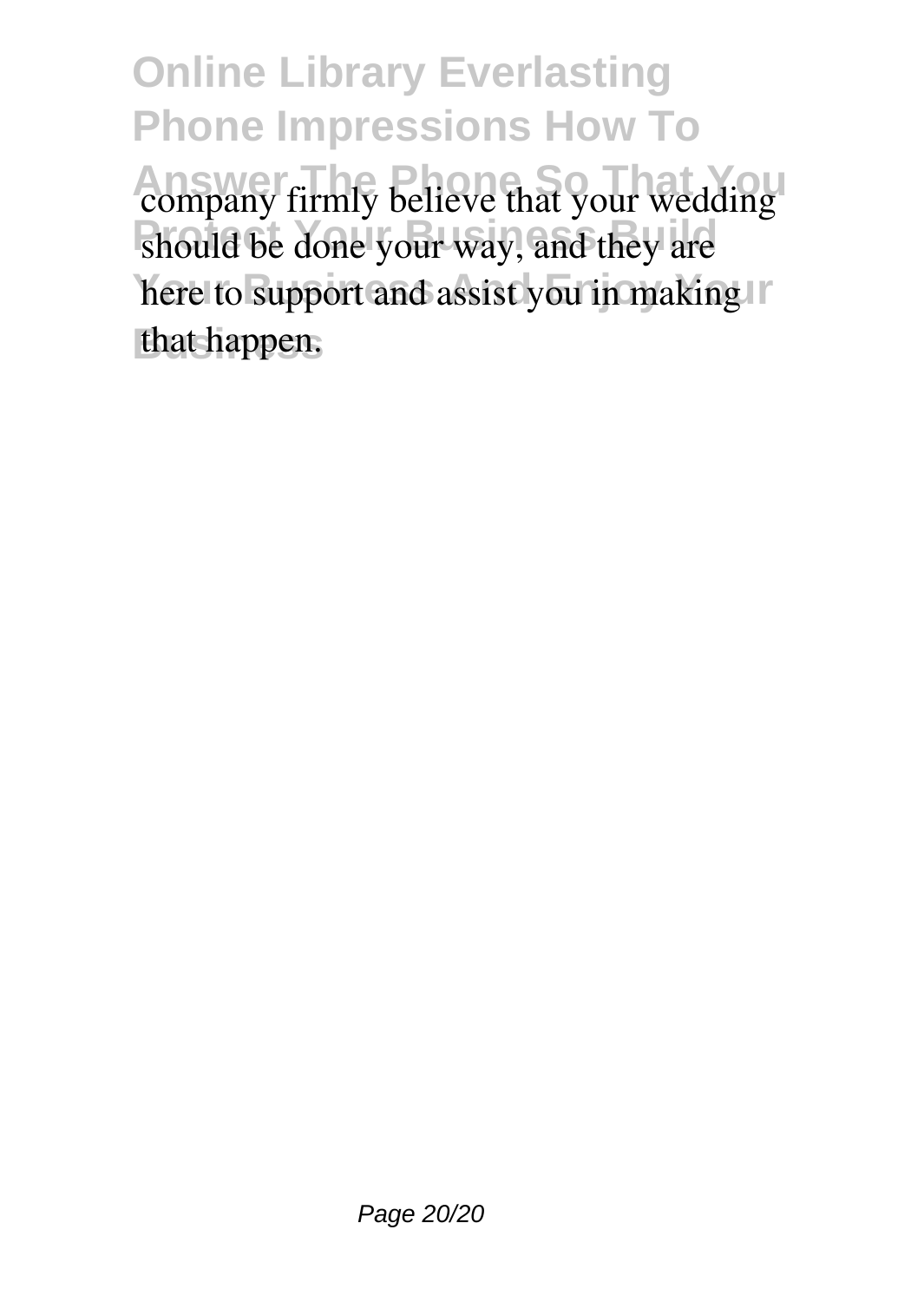company firmly believe that your wedding should be done your way, and they are here to support and assist you in making that happen.